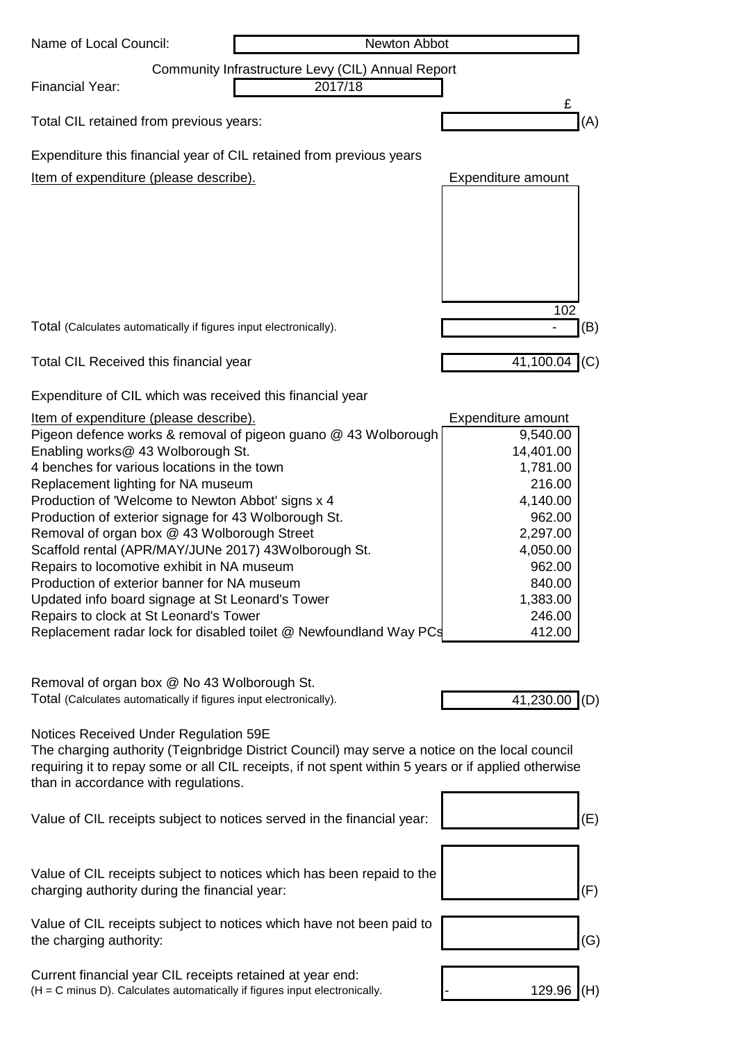Name of Local Council: Newton Abbot

## Community Infrastructure Levy (CIL) Annual Report

Financial Year: 2017/18

| | £ | |
|---|---|---|
| Total CIL retained from previous years: | | (A) |

Expenditure this financial year of CIL retained from previous years

| Item of expenditure (please describe). | Expenditure amount | |
|---|---|---|
| | | |
| | 102 | |
| Total (Calculates automatically if figures input electronically). | - | (B) |

| | | |
|---|---|---|
| Total CIL Received this financial year | 41,100.04 | (C) |

Expenditure of CIL which was received this financial year

| Item of expenditure (please describe). | Expenditure amount |
|---|---|
| Pigeon defence works & removal of pigeon guano @ 43 Wolborough | 9,540.00 |
| Enabling works@ 43 Wolborough St. | 14,401.00 |
| 4 benches for various locations in the town | 1,781.00 |
| Replacement lighting for NA museum | 216.00 |
| Production of 'Welcome to Newton Abbot' signs x 4 | 4,140.00 |
| Production of exterior signage for 43 Wolborough St. | 962.00 |
| Removal of organ box @ 43 Wolborough Street | 2,297.00 |
| Scaffold rental (APR/MAY/JUNe 2017) 43Wolborough St. | 4,050.00 |
| Repairs to locomotive exhibit in NA museum | 962.00 |
| Production of exterior banner for NA museum | 840.00 |
| Updated info board signage at St Leonard's Tower | 1,383.00 |
| Repairs to clock at St Leonard's Tower | 246.00 |
| Replacement radar lock for disabled toilet @ Newfoundland Way PCs | 412.00 |

Removal of organ box @ No 43 Wolborough St.

| | | |
|---|---|---|
| Total (Calculates automatically if figures input electronically). | 41,230.00 | (D) |

Notices Received Under Regulation 59E

The charging authority (Teignbridge District Council) may serve a notice on the local council requiring it to repay some or all CIL receipts, if not spent within 5 years or if applied otherwise than in accordance with regulations.

| | | |
|---|---|---|
| Value of CIL receipts subject to notices served in the financial year: | | (E) |
| Value of CIL receipts subject to notices which has been repaid to the charging authority during the financial year: | | (F) |
| Value of CIL receipts subject to notices which have not been paid to the charging authority: | | (G) |
| Current financial year CIL receipts retained at year end: (H = C minus D). Calculates automatically if figures input electronically. | - 129.96 | (H) |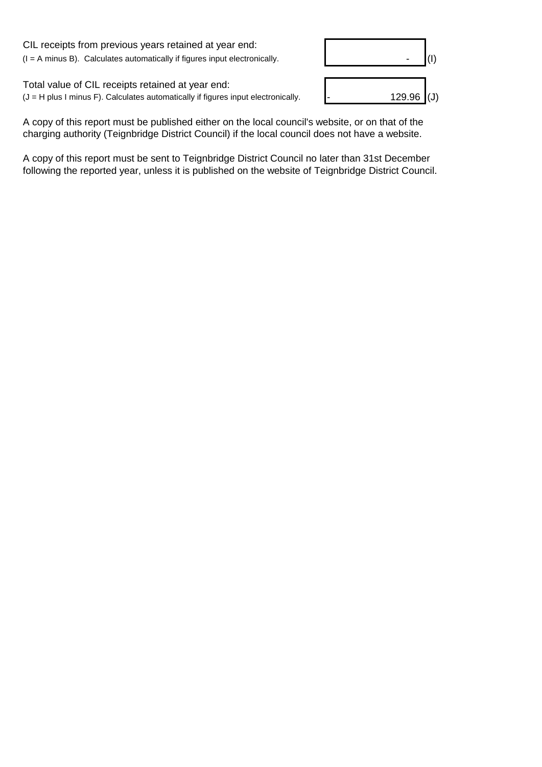CIL receipts from previous years retained at year end:
(I = A minus B). Calculates automatically if figures input electronically.

| | |
|---|---|
| - | (I) |

Total value of CIL receipts retained at year end:
(J = H plus I minus F). Calculates automatically if figures input electronically.

| | |
|---|---|
| - 129.96 | (J) |

A copy of this report must be published either on the local council's website, or on that of the charging authority (Teignbridge District Council) if the local council does not have a website.

A copy of this report must be sent to Teignbridge District Council no later than 31st December following the reported year, unless it is published on the website of Teignbridge District Council.